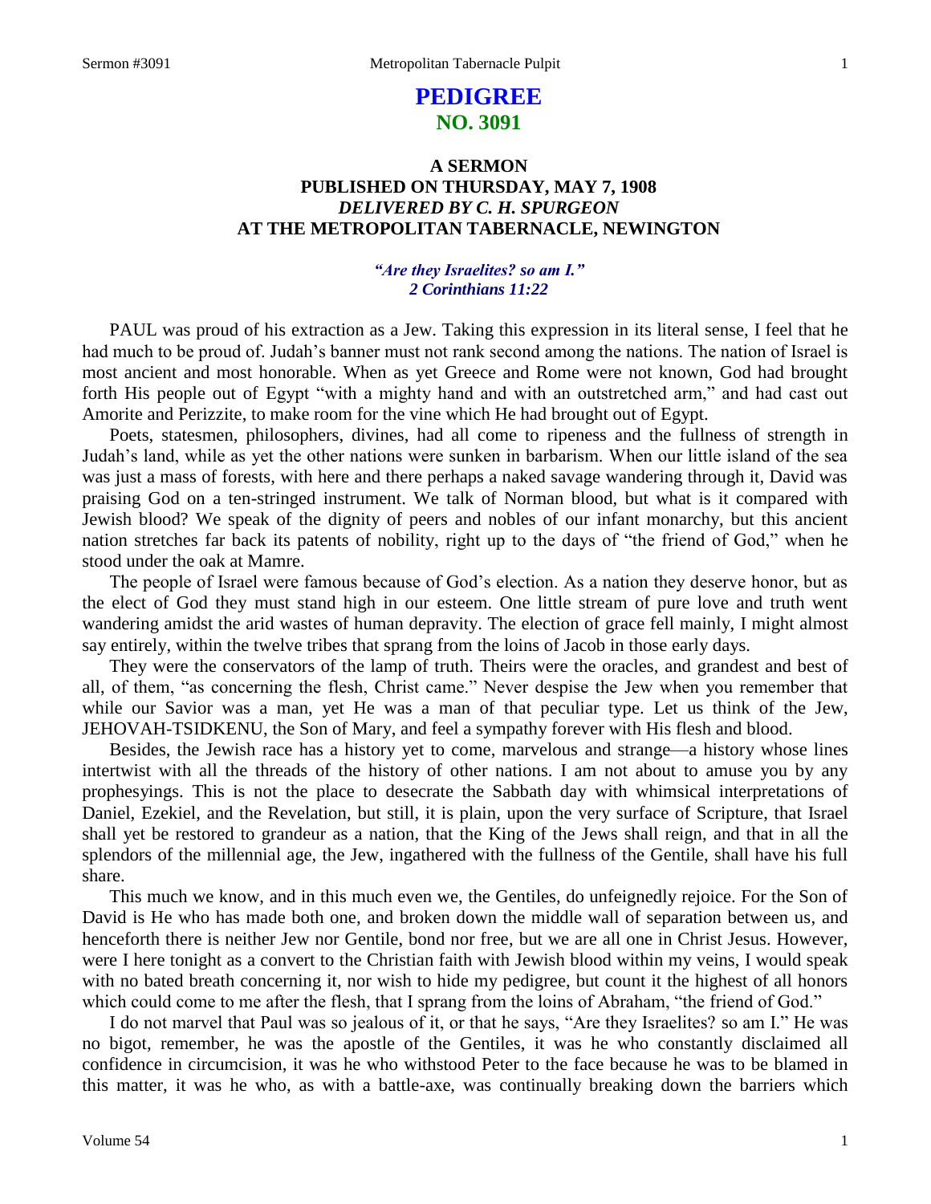# PEDIGREE
## NO. 3091

### A SERMON
### PUBLISHED ON THURSDAY, MAY 7, 1908
### *DELIVERED BY C. H. SPURGEON*
### AT THE METROPOLITAN TABERNACLE, NEWINGTON

*"Are they Israelites? so am I."*
*2 Corinthians 11:22*

PAUL was proud of his extraction as a Jew. Taking this expression in its literal sense, I feel that he had much to be proud of. Judah's banner must not rank second among the nations. The nation of Israel is most ancient and most honorable. When as yet Greece and Rome were not known, God had brought forth His people out of Egypt "with a mighty hand and with an outstretched arm," and had cast out Amorite and Perizzite, to make room for the vine which He had brought out of Egypt.

Poets, statesmen, philosophers, divines, had all come to ripeness and the fullness of strength in Judah's land, while as yet the other nations were sunken in barbarism. When our little island of the sea was just a mass of forests, with here and there perhaps a naked savage wandering through it, David was praising God on a ten-stringed instrument. We talk of Norman blood, but what is it compared with Jewish blood? We speak of the dignity of peers and nobles of our infant monarchy, but this ancient nation stretches far back its patents of nobility, right up to the days of "the friend of God," when he stood under the oak at Mamre.

The people of Israel were famous because of God's election. As a nation they deserve honor, but as the elect of God they must stand high in our esteem. One little stream of pure love and truth went wandering amidst the arid wastes of human depravity. The election of grace fell mainly, I might almost say entirely, within the twelve tribes that sprang from the loins of Jacob in those early days.

They were the conservators of the lamp of truth. Theirs were the oracles, and grandest and best of all, of them, "as concerning the flesh, Christ came." Never despise the Jew when you remember that while our Savior was a man, yet He was a man of that peculiar type. Let us think of the Jew, JEHOVAH-TSIDKENU, the Son of Mary, and feel a sympathy forever with His flesh and blood.

Besides, the Jewish race has a history yet to come, marvelous and strange—a history whose lines intertwist with all the threads of the history of other nations. I am not about to amuse you by any prophesyings. This is not the place to desecrate the Sabbath day with whimsical interpretations of Daniel, Ezekiel, and the Revelation, but still, it is plain, upon the very surface of Scripture, that Israel shall yet be restored to grandeur as a nation, that the King of the Jews shall reign, and that in all the splendors of the millennial age, the Jew, ingathered with the fullness of the Gentile, shall have his full share.

This much we know, and in this much even we, the Gentiles, do unfeignedly rejoice. For the Son of David is He who has made both one, and broken down the middle wall of separation between us, and henceforth there is neither Jew nor Gentile, bond nor free, but we are all one in Christ Jesus. However, were I here tonight as a convert to the Christian faith with Jewish blood within my veins, I would speak with no bated breath concerning it, nor wish to hide my pedigree, but count it the highest of all honors which could come to me after the flesh, that I sprang from the loins of Abraham, "the friend of God."

I do not marvel that Paul was so jealous of it, or that he says, "Are they Israelites? so am I." He was no bigot, remember, he was the apostle of the Gentiles, it was he who constantly disclaimed all confidence in circumcision, it was he who withstood Peter to the face because he was to be blamed in this matter, it was he who, as with a battle-axe, was continually breaking down the barriers which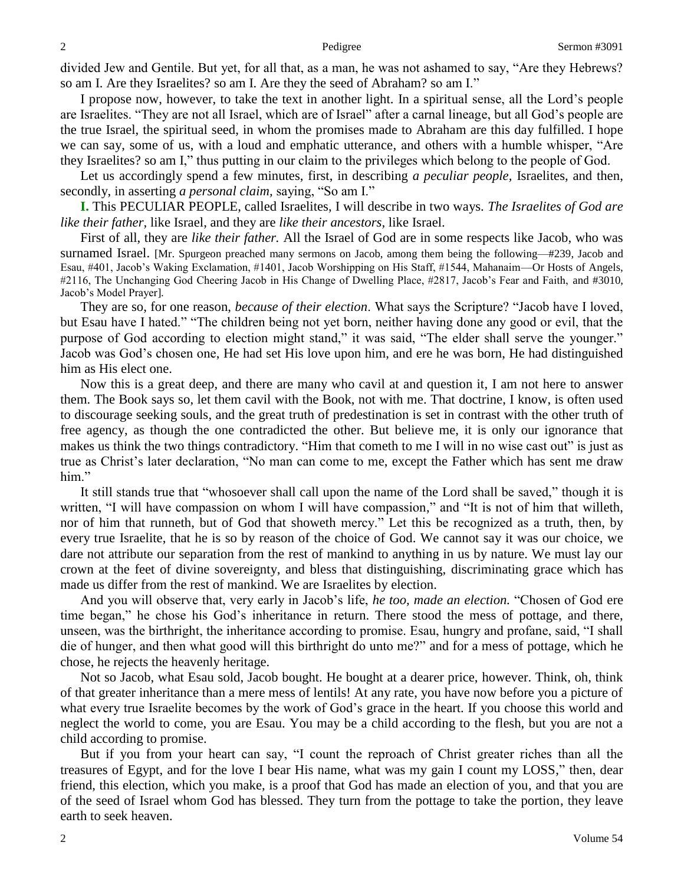divided Jew and Gentile. But yet, for all that, as a man, he was not ashamed to say, "Are they Hebrews? so am I. Are they Israelites? so am I. Are they the seed of Abraham? so am I."

I propose now, however, to take the text in another light. In a spiritual sense, all the Lord's people are Israelites. "They are not all Israel, which are of Israel" after a carnal lineage, but all God's people are the true Israel, the spiritual seed, in whom the promises made to Abraham are this day fulfilled. I hope we can say, some of us, with a loud and emphatic utterance, and others with a humble whisper, "Are they Israelites? so am I," thus putting in our claim to the privileges which belong to the people of God.

Let us accordingly spend a few minutes, first, in describing *a peculiar people,* Israelites, and then, secondly, in asserting *a personal claim,* saying, "So am I."

**I.** This PECULIAR PEOPLE, called Israelites, I will describe in two ways. *The Israelites of God are like their father,* like Israel, and they are *like their ancestors,* like Israel.

First of all, they are *like their father.* All the Israel of God are in some respects like Jacob, who was surnamed Israel. [Mr. Spurgeon preached many sermons on Jacob, among them being the following—#239, Jacob and Esau, #401, Jacob's Waking Exclamation, #1401, Jacob Worshipping on His Staff, #1544, Mahanaim—Or Hosts of Angels, #2116, The Unchanging God Cheering Jacob in His Change of Dwelling Place, #2817, Jacob's Fear and Faith, and #3010, Jacob's Model Prayer].

They are so, for one reason, *because of their election*. What says the Scripture? "Jacob have I loved, but Esau have I hated." "The children being not yet born, neither having done any good or evil, that the purpose of God according to election might stand," it was said, "The elder shall serve the younger." Jacob was God's chosen one, He had set His love upon him, and ere he was born, He had distinguished him as His elect one.

Now this is a great deep, and there are many who cavil at and question it, I am not here to answer them. The Book says so, let them cavil with the Book, not with me. That doctrine, I know, is often used to discourage seeking souls, and the great truth of predestination is set in contrast with the other truth of free agency, as though the one contradicted the other. But believe me, it is only our ignorance that makes us think the two things contradictory. "Him that cometh to me I will in no wise cast out" is just as true as Christ's later declaration, "No man can come to me, except the Father which has sent me draw him."

It still stands true that "whosoever shall call upon the name of the Lord shall be saved," though it is written, "I will have compassion on whom I will have compassion," and "It is not of him that willeth, nor of him that runneth, but of God that showeth mercy." Let this be recognized as a truth, then, by every true Israelite, that he is so by reason of the choice of God. We cannot say it was our choice, we dare not attribute our separation from the rest of mankind to anything in us by nature. We must lay our crown at the feet of divine sovereignty, and bless that distinguishing, discriminating grace which has made us differ from the rest of mankind. We are Israelites by election.

And you will observe that, very early in Jacob's life, *he too, made an election.* "Chosen of God ere time began," he chose his God's inheritance in return. There stood the mess of pottage, and there, unseen, was the birthright, the inheritance according to promise. Esau, hungry and profane, said, "I shall die of hunger, and then what good will this birthright do unto me?" and for a mess of pottage, which he chose, he rejects the heavenly heritage.

Not so Jacob, what Esau sold, Jacob bought. He bought at a dearer price, however. Think, oh, think of that greater inheritance than a mere mess of lentils! At any rate, you have now before you a picture of what every true Israelite becomes by the work of God's grace in the heart. If you choose this world and neglect the world to come, you are Esau. You may be a child according to the flesh, but you are not a child according to promise.

But if you from your heart can say, "I count the reproach of Christ greater riches than all the treasures of Egypt, and for the love I bear His name, what was my gain I count my LOSS," then, dear friend, this election, which you make, is a proof that God has made an election of you, and that you are of the seed of Israel whom God has blessed. They turn from the pottage to take the portion, they leave earth to seek heaven.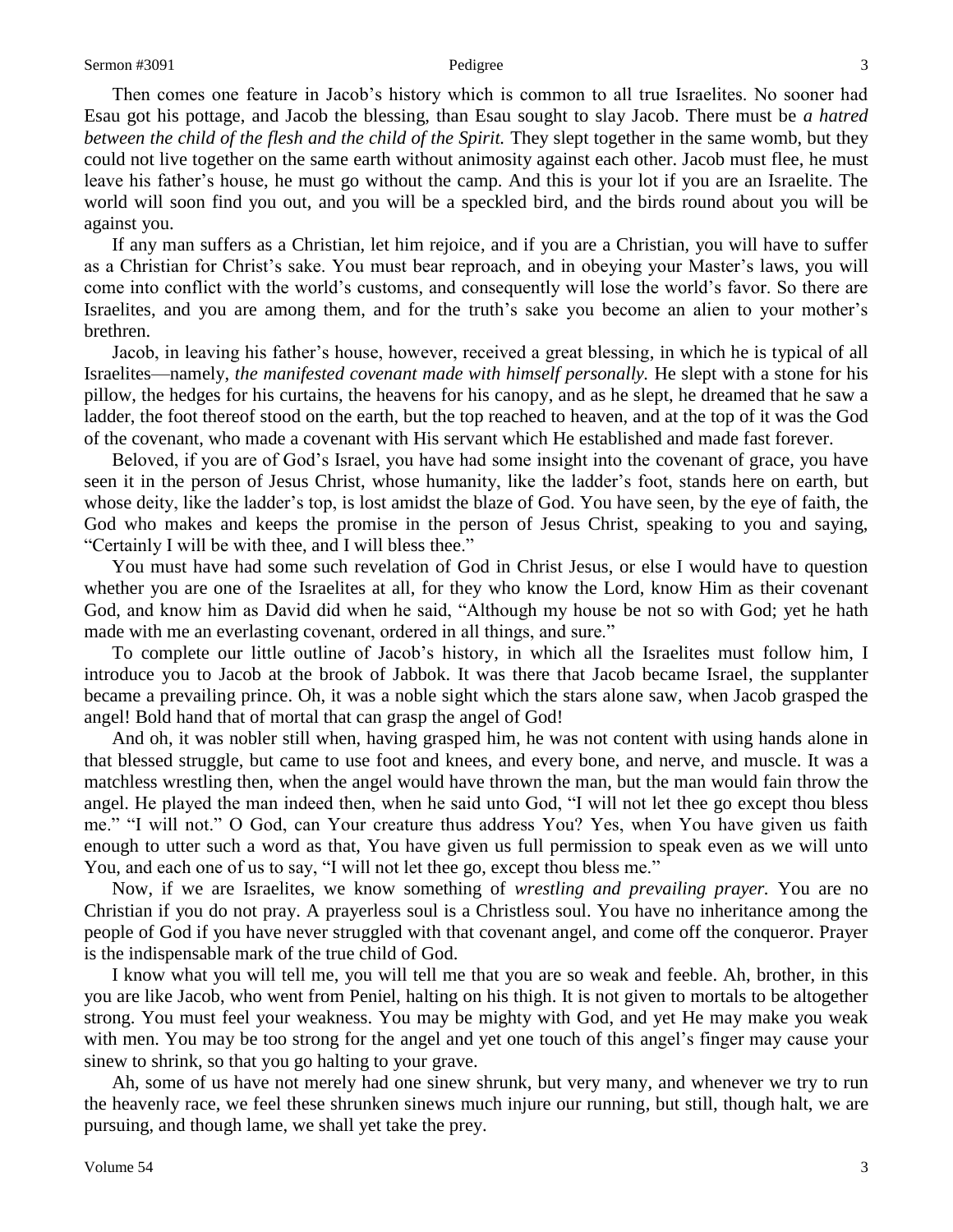Then comes one feature in Jacob's history which is common to all true Israelites. No sooner had Esau got his pottage, and Jacob the blessing, than Esau sought to slay Jacob. There must be *a hatred between the child of the flesh and the child of the Spirit.* They slept together in the same womb, but they could not live together on the same earth without animosity against each other. Jacob must flee, he must leave his father's house, he must go without the camp. And this is your lot if you are an Israelite. The world will soon find you out, and you will be a speckled bird, and the birds round about you will be against you.

If any man suffers as a Christian, let him rejoice, and if you are a Christian, you will have to suffer as a Christian for Christ's sake. You must bear reproach, and in obeying your Master's laws, you will come into conflict with the world's customs, and consequently will lose the world's favor. So there are Israelites, and you are among them, and for the truth's sake you become an alien to your mother's brethren.

Jacob, in leaving his father's house, however, received a great blessing, in which he is typical of all Israelites—namely, *the manifested covenant made with himself personally.* He slept with a stone for his pillow, the hedges for his curtains, the heavens for his canopy, and as he slept, he dreamed that he saw a ladder, the foot thereof stood on the earth, but the top reached to heaven, and at the top of it was the God of the covenant, who made a covenant with His servant which He established and made fast forever.

Beloved, if you are of God's Israel, you have had some insight into the covenant of grace, you have seen it in the person of Jesus Christ, whose humanity, like the ladder's foot, stands here on earth, but whose deity, like the ladder's top, is lost amidst the blaze of God. You have seen, by the eye of faith, the God who makes and keeps the promise in the person of Jesus Christ, speaking to you and saying, "Certainly I will be with thee, and I will bless thee."

You must have had some such revelation of God in Christ Jesus, or else I would have to question whether you are one of the Israelites at all, for they who know the Lord, know Him as their covenant God, and know him as David did when he said, "Although my house be not so with God; yet he hath made with me an everlasting covenant, ordered in all things, and sure."

To complete our little outline of Jacob's history, in which all the Israelites must follow him, I introduce you to Jacob at the brook of Jabbok. It was there that Jacob became Israel, the supplanter became a prevailing prince. Oh, it was a noble sight which the stars alone saw, when Jacob grasped the angel! Bold hand that of mortal that can grasp the angel of God!

And oh, it was nobler still when, having grasped him, he was not content with using hands alone in that blessed struggle, but came to use foot and knees, and every bone, and nerve, and muscle. It was a matchless wrestling then, when the angel would have thrown the man, but the man would fain throw the angel. He played the man indeed then, when he said unto God, "I will not let thee go except thou bless me." "I will not." O God, can Your creature thus address You? Yes, when You have given us faith enough to utter such a word as that, You have given us full permission to speak even as we will unto You, and each one of us to say, "I will not let thee go, except thou bless me."

Now, if we are Israelites, we know something of *wrestling and prevailing prayer.* You are no Christian if you do not pray. A prayerless soul is a Christless soul. You have no inheritance among the people of God if you have never struggled with that covenant angel, and come off the conqueror. Prayer is the indispensable mark of the true child of God.

I know what you will tell me, you will tell me that you are so weak and feeble. Ah, brother, in this you are like Jacob, who went from Peniel, halting on his thigh. It is not given to mortals to be altogether strong. You must feel your weakness. You may be mighty with God, and yet He may make you weak with men. You may be too strong for the angel and yet one touch of this angel's finger may cause your sinew to shrink, so that you go halting to your grave.

Ah, some of us have not merely had one sinew shrunk, but very many, and whenever we try to run the heavenly race, we feel these shrunken sinews much injure our running, but still, though halt, we are pursuing, and though lame, we shall yet take the prey.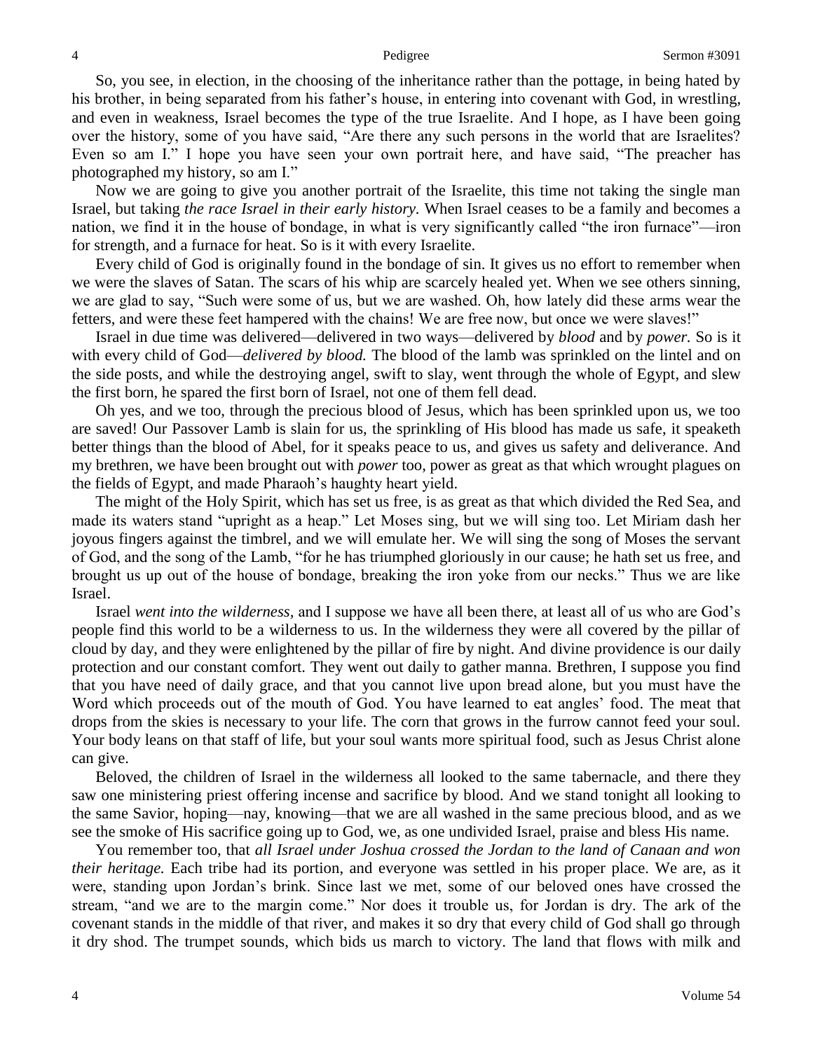So, you see, in election, in the choosing of the inheritance rather than the pottage, in being hated by his brother, in being separated from his father's house, in entering into covenant with God, in wrestling, and even in weakness, Israel becomes the type of the true Israelite. And I hope, as I have been going over the history, some of you have said, "Are there any such persons in the world that are Israelites? Even so am I." I hope you have seen your own portrait here, and have said, "The preacher has photographed my history, so am I."

Now we are going to give you another portrait of the Israelite, this time not taking the single man Israel, but taking *the race Israel in their early history.* When Israel ceases to be a family and becomes a nation, we find it in the house of bondage, in what is very significantly called "the iron furnace"—iron for strength, and a furnace for heat. So is it with every Israelite.

Every child of God is originally found in the bondage of sin. It gives us no effort to remember when we were the slaves of Satan. The scars of his whip are scarcely healed yet. When we see others sinning, we are glad to say, "Such were some of us, but we are washed. Oh, how lately did these arms wear the fetters, and were these feet hampered with the chains! We are free now, but once we were slaves!"

Israel in due time was delivered—delivered in two ways—delivered by *blood* and by *power.* So is it with every child of God—*delivered by blood.* The blood of the lamb was sprinkled on the lintel and on the side posts, and while the destroying angel, swift to slay, went through the whole of Egypt, and slew the first born, he spared the first born of Israel, not one of them fell dead.

Oh yes, and we too, through the precious blood of Jesus, which has been sprinkled upon us, we too are saved! Our Passover Lamb is slain for us, the sprinkling of His blood has made us safe, it speaketh better things than the blood of Abel, for it speaks peace to us, and gives us safety and deliverance. And my brethren, we have been brought out with *power* too, power as great as that which wrought plagues on the fields of Egypt, and made Pharaoh's haughty heart yield.

The might of the Holy Spirit, which has set us free, is as great as that which divided the Red Sea, and made its waters stand "upright as a heap." Let Moses sing, but we will sing too. Let Miriam dash her joyous fingers against the timbrel, and we will emulate her. We will sing the song of Moses the servant of God, and the song of the Lamb, "for he has triumphed gloriously in our cause; he hath set us free, and brought us up out of the house of bondage, breaking the iron yoke from our necks." Thus we are like Israel.

Israel *went into the wilderness,* and I suppose we have all been there, at least all of us who are God's people find this world to be a wilderness to us. In the wilderness they were all covered by the pillar of cloud by day, and they were enlightened by the pillar of fire by night. And divine providence is our daily protection and our constant comfort. They went out daily to gather manna. Brethren, I suppose you find that you have need of daily grace, and that you cannot live upon bread alone, but you must have the Word which proceeds out of the mouth of God. You have learned to eat angles' food. The meat that drops from the skies is necessary to your life. The corn that grows in the furrow cannot feed your soul. Your body leans on that staff of life, but your soul wants more spiritual food, such as Jesus Christ alone can give.

Beloved, the children of Israel in the wilderness all looked to the same tabernacle, and there they saw one ministering priest offering incense and sacrifice by blood. And we stand tonight all looking to the same Savior, hoping—nay, knowing—that we are all washed in the same precious blood, and as we see the smoke of His sacrifice going up to God, we, as one undivided Israel, praise and bless His name.

You remember too, that *all Israel under Joshua crossed the Jordan to the land of Canaan and won their heritage.* Each tribe had its portion, and everyone was settled in his proper place. We are, as it were, standing upon Jordan's brink. Since last we met, some of our beloved ones have crossed the stream, "and we are to the margin come." Nor does it trouble us, for Jordan is dry. The ark of the covenant stands in the middle of that river, and makes it so dry that every child of God shall go through it dry shod. The trumpet sounds, which bids us march to victory. The land that flows with milk and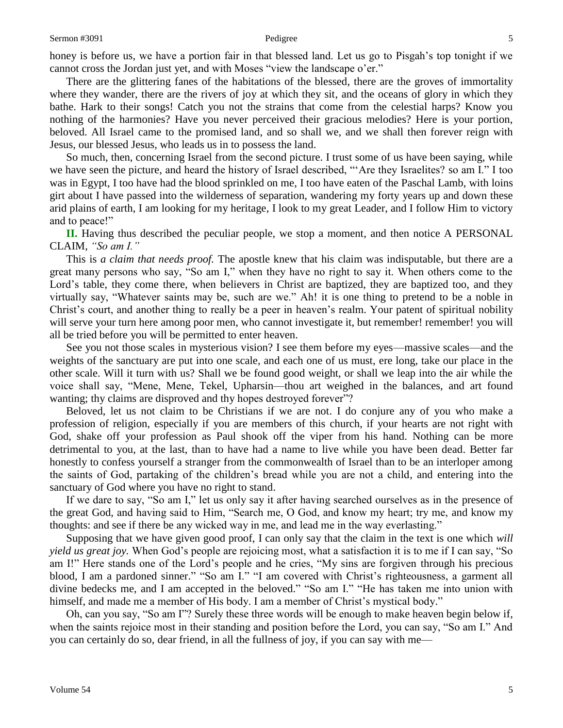honey is before us, we have a portion fair in that blessed land. Let us go to Pisgah's top tonight if we cannot cross the Jordan just yet, and with Moses "view the landscape o'er."

There are the glittering fanes of the habitations of the blessed, there are the groves of immortality where they wander, there are the rivers of joy at which they sit, and the oceans of glory in which they bathe. Hark to their songs! Catch you not the strains that come from the celestial harps? Know you nothing of the harmonies? Have you never perceived their gracious melodies? Here is your portion, beloved. All Israel came to the promised land, and so shall we, and we shall then forever reign with Jesus, our blessed Jesus, who leads us in to possess the land.

So much, then, concerning Israel from the second picture. I trust some of us have been saying, while we have seen the picture, and heard the history of Israel described, "'Are they Israelites? so am I." I too was in Egypt, I too have had the blood sprinkled on me, I too have eaten of the Paschal Lamb, with loins girt about I have passed into the wilderness of separation, wandering my forty years up and down these arid plains of earth, I am looking for my heritage, I look to my great Leader, and I follow Him to victory and to peace!"

**II.** Having thus described the peculiar people, we stop a moment, and then notice A PERSONAL CLAIM, *"So am I."*

This is *a claim that needs proof.* The apostle knew that his claim was indisputable, but there are a great many persons who say, "So am I," when they have no right to say it. When others come to the Lord's table, they come there, when believers in Christ are baptized, they are baptized too, and they virtually say, "Whatever saints may be, such are we." Ah! it is one thing to pretend to be a noble in Christ's court, and another thing to really be a peer in heaven's realm. Your patent of spiritual nobility will serve your turn here among poor men, who cannot investigate it, but remember! remember! you will all be tried before you will be permitted to enter heaven.

See you not those scales in mysterious vision? I see them before my eyes—massive scales—and the weights of the sanctuary are put into one scale, and each one of us must, ere long, take our place in the other scale. Will it turn with us? Shall we be found good weight, or shall we leap into the air while the voice shall say, "Mene, Mene, Tekel, Upharsin—thou art weighed in the balances, and art found wanting; thy claims are disproved and thy hopes destroyed forever"?

Beloved, let us not claim to be Christians if we are not. I do conjure any of you who make a profession of religion, especially if you are members of this church, if your hearts are not right with God, shake off your profession as Paul shook off the viper from his hand. Nothing can be more detrimental to you, at the last, than to have had a name to live while you have been dead. Better far honestly to confess yourself a stranger from the commonwealth of Israel than to be an interloper among the saints of God, partaking of the children's bread while you are not a child, and entering into the sanctuary of God where you have no right to stand.

If we dare to say, "So am I," let us only say it after having searched ourselves as in the presence of the great God, and having said to Him, "Search me, O God, and know my heart; try me, and know my thoughts: and see if there be any wicked way in me, and lead me in the way everlasting."

Supposing that we have given good proof, I can only say that the claim in the text is one which *will yield us great joy.* When God's people are rejoicing most, what a satisfaction it is to me if I can say, "So am I!" Here stands one of the Lord's people and he cries, "My sins are forgiven through his precious blood, I am a pardoned sinner." "So am I." "I am covered with Christ's righteousness, a garment all divine bedecks me, and I am accepted in the beloved." "So am I." "He has taken me into union with himself, and made me a member of His body. I am a member of Christ's mystical body."

Oh, can you say, "So am I"? Surely these three words will be enough to make heaven begin below if, when the saints rejoice most in their standing and position before the Lord, you can say, "So am I." And you can certainly do so, dear friend, in all the fullness of joy, if you can say with me—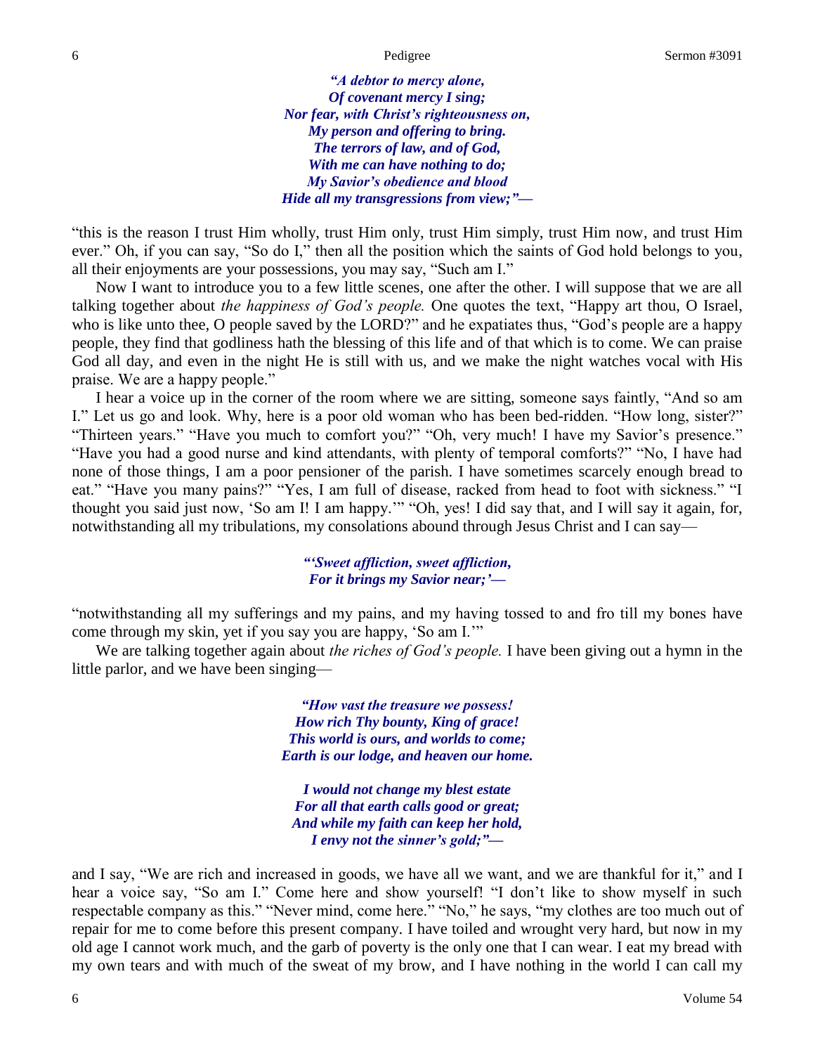*"A debtor to mercy alone,*
*Of covenant mercy I sing;*
*Nor fear, with Christ's righteousness on,*
*My person and offering to bring.*
*The terrors of law, and of God,*
*With me can have nothing to do;*
*My Savior's obedience and blood*
*Hide all my transgressions from view;"—*

"this is the reason I trust Him wholly, trust Him only, trust Him simply, trust Him now, and trust Him ever." Oh, if you can say, "So do I," then all the position which the saints of God hold belongs to you, all their enjoyments are your possessions, you may say, "Such am I."

Now I want to introduce you to a few little scenes, one after the other. I will suppose that we are all talking together about *the happiness of God's people.* One quotes the text, "Happy art thou, O Israel, who is like unto thee, O people saved by the LORD?" and he expatiates thus, "God's people are a happy people, they find that godliness hath the blessing of this life and of that which is to come. We can praise God all day, and even in the night He is still with us, and we make the night watches vocal with His praise. We are a happy people."

I hear a voice up in the corner of the room where we are sitting, someone says faintly, "And so am I." Let us go and look. Why, here is a poor old woman who has been bed-ridden. "How long, sister?" "Thirteen years." "Have you much to comfort you?" "Oh, very much! I have my Savior's presence." "Have you had a good nurse and kind attendants, with plenty of temporal comforts?" "No, I have had none of those things, I am a poor pensioner of the parish. I have sometimes scarcely enough bread to eat." "Have you many pains?" "Yes, I am full of disease, racked from head to foot with sickness." "I thought you said just now, 'So am I! I am happy.'" "Oh, yes! I did say that, and I will say it again, for, notwithstanding all my tribulations, my consolations abound through Jesus Christ and I can say—

*"'Sweet affliction, sweet affliction,*
*For it brings my Savior near;'—*

"notwithstanding all my sufferings and my pains, and my having tossed to and fro till my bones have come through my skin, yet if you say you are happy, 'So am I.'"

We are talking together again about *the riches of God's people.* I have been giving out a hymn in the little parlor, and we have been singing—

*"How vast the treasure we possess!*
*How rich Thy bounty, King of grace!*
*This world is ours, and worlds to come;*
*Earth is our lodge, and heaven our home.*

*I would not change my blest estate*
*For all that earth calls good or great;*
*And while my faith can keep her hold,*
*I envy not the sinner's gold;"—*

and I say, "We are rich and increased in goods, we have all we want, and we are thankful for it," and I hear a voice say, "So am I." Come here and show yourself! "I don't like to show myself in such respectable company as this." "Never mind, come here." "No," he says, "my clothes are too much out of repair for me to come before this present company. I have toiled and wrought very hard, but now in my old age I cannot work much, and the garb of poverty is the only one that I can wear. I eat my bread with my own tears and with much of the sweat of my brow, and I have nothing in the world I can call my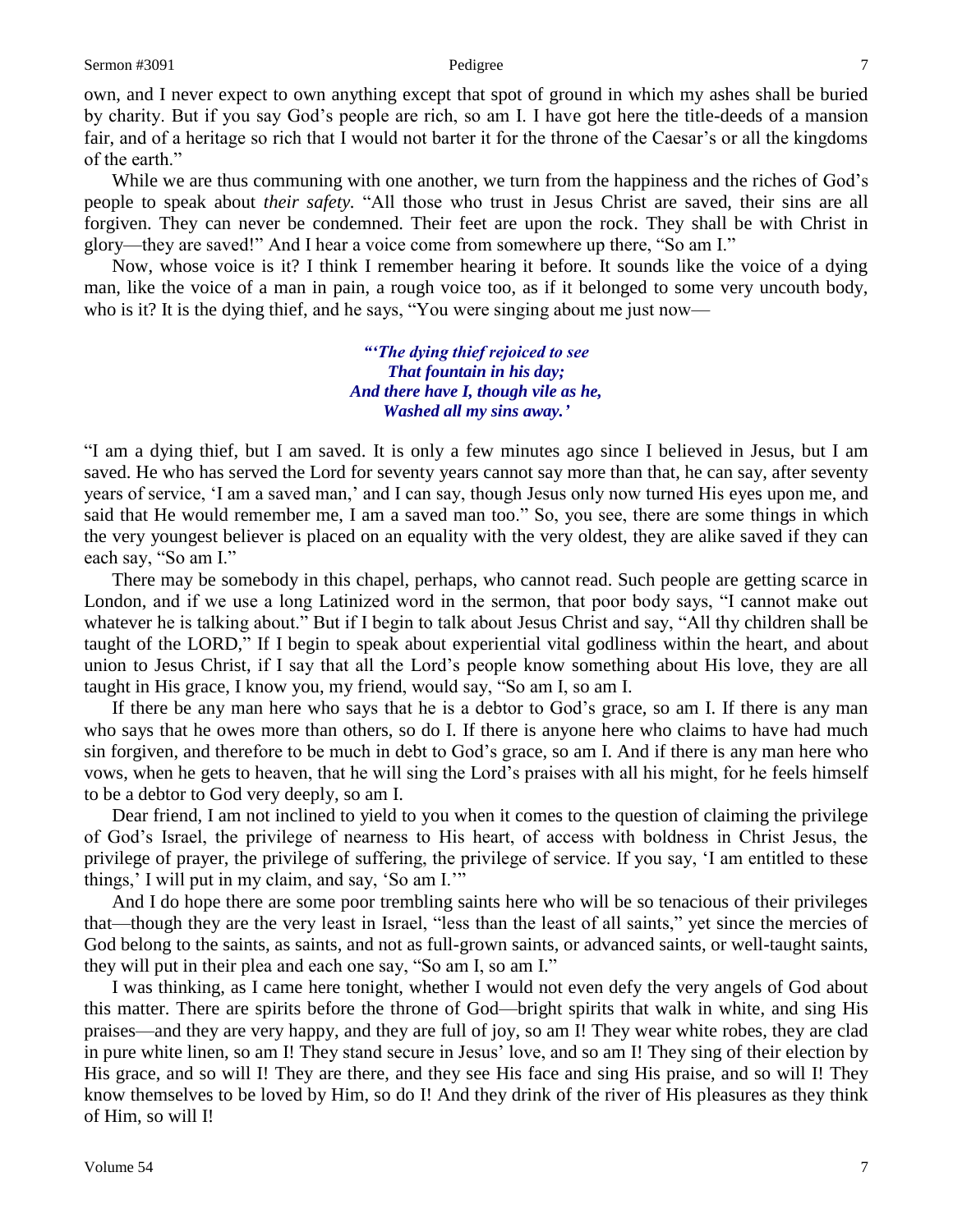own, and I never expect to own anything except that spot of ground in which my ashes shall be buried by charity. But if you say God's people are rich, so am I. I have got here the title-deeds of a mansion fair, and of a heritage so rich that I would not barter it for the throne of the Caesar's or all the kingdoms of the earth."

While we are thus communing with one another, we turn from the happiness and the riches of God's people to speak about *their safety.* "All those who trust in Jesus Christ are saved, their sins are all forgiven. They can never be condemned. Their feet are upon the rock. They shall be with Christ in glory—they are saved!" And I hear a voice come from somewhere up there, "So am I."

Now, whose voice is it? I think I remember hearing it before. It sounds like the voice of a dying man, like the voice of a man in pain, a rough voice too, as if it belonged to some very uncouth body, who is it? It is the dying thief, and he says, "You were singing about me just now—

> ***"'The dying thief rejoiced to see***
> ***That fountain in his day;***
> ***And there have I, though vile as he,***
> ***Washed all my sins away.'***

"I am a dying thief, but I am saved. It is only a few minutes ago since I believed in Jesus, but I am saved. He who has served the Lord for seventy years cannot say more than that, he can say, after seventy years of service, 'I am a saved man,' and I can say, though Jesus only now turned His eyes upon me, and said that He would remember me, I am a saved man too." So, you see, there are some things in which the very youngest believer is placed on an equality with the very oldest, they are alike saved if they can each say, "So am I."

There may be somebody in this chapel, perhaps, who cannot read. Such people are getting scarce in London, and if we use a long Latinized word in the sermon, that poor body says, "I cannot make out whatever he is talking about." But if I begin to talk about Jesus Christ and say, "All thy children shall be taught of the LORD," If I begin to speak about experiential vital godliness within the heart, and about union to Jesus Christ, if I say that all the Lord's people know something about His love, they are all taught in His grace, I know you, my friend, would say, "So am I, so am I.

If there be any man here who says that he is a debtor to God's grace, so am I. If there is any man who says that he owes more than others, so do I. If there is anyone here who claims to have had much sin forgiven, and therefore to be much in debt to God's grace, so am I. And if there is any man here who vows, when he gets to heaven, that he will sing the Lord's praises with all his might, for he feels himself to be a debtor to God very deeply, so am I.

Dear friend, I am not inclined to yield to you when it comes to the question of claiming the privilege of God's Israel, the privilege of nearness to His heart, of access with boldness in Christ Jesus, the privilege of prayer, the privilege of suffering, the privilege of service. If you say, 'I am entitled to these things,' I will put in my claim, and say, 'So am I.'"

And I do hope there are some poor trembling saints here who will be so tenacious of their privileges that—though they are the very least in Israel, "less than the least of all saints," yet since the mercies of God belong to the saints, as saints, and not as full-grown saints, or advanced saints, or well-taught saints, they will put in their plea and each one say, "So am I, so am I."

I was thinking, as I came here tonight, whether I would not even defy the very angels of God about this matter. There are spirits before the throne of God—bright spirits that walk in white, and sing His praises—and they are very happy, and they are full of joy, so am I! They wear white robes, they are clad in pure white linen, so am I! They stand secure in Jesus' love, and so am I! They sing of their election by His grace, and so will I! They are there, and they see His face and sing His praise, and so will I! They know themselves to be loved by Him, so do I! And they drink of the river of His pleasures as they think of Him, so will I!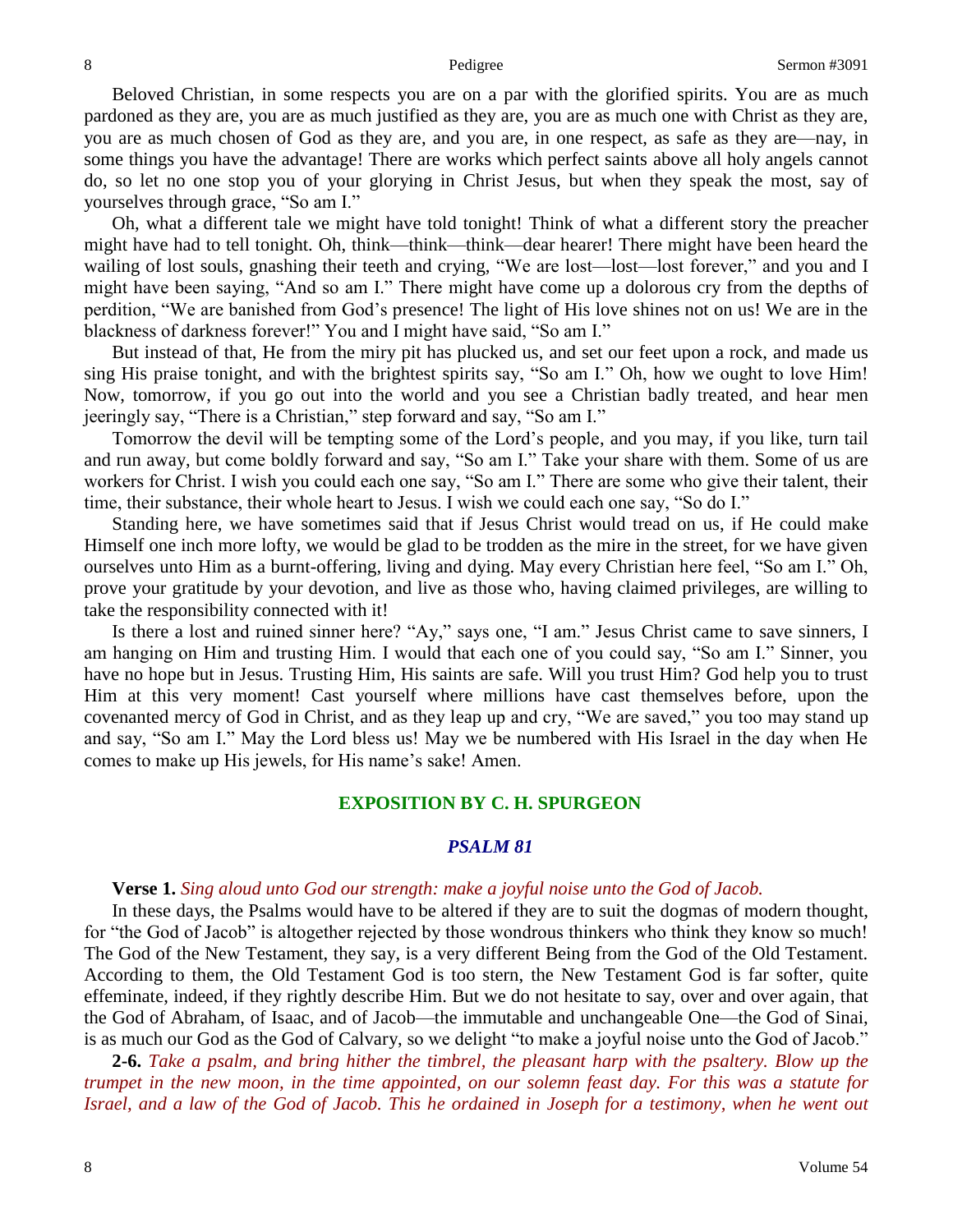Beloved Christian, in some respects you are on a par with the glorified spirits. You are as much pardoned as they are, you are as much justified as they are, you are as much one with Christ as they are, you are as much chosen of God as they are, and you are, in one respect, as safe as they are—nay, in some things you have the advantage! There are works which perfect saints above all holy angels cannot do, so let no one stop you of your glorying in Christ Jesus, but when they speak the most, say of yourselves through grace, "So am I."

Oh, what a different tale we might have told tonight! Think of what a different story the preacher might have had to tell tonight. Oh, think—think—think—dear hearer! There might have been heard the wailing of lost souls, gnashing their teeth and crying, "We are lost—lost—lost forever," and you and I might have been saying, "And so am I." There might have come up a dolorous cry from the depths of perdition, "We are banished from God's presence! The light of His love shines not on us! We are in the blackness of darkness forever!" You and I might have said, "So am I."

But instead of that, He from the miry pit has plucked us, and set our feet upon a rock, and made us sing His praise tonight, and with the brightest spirits say, "So am I." Oh, how we ought to love Him! Now, tomorrow, if you go out into the world and you see a Christian badly treated, and hear men jeeringly say, "There is a Christian," step forward and say, "So am I."

Tomorrow the devil will be tempting some of the Lord's people, and you may, if you like, turn tail and run away, but come boldly forward and say, "So am I." Take your share with them. Some of us are workers for Christ. I wish you could each one say, "So am I." There are some who give their talent, their time, their substance, their whole heart to Jesus. I wish we could each one say, "So do I."

Standing here, we have sometimes said that if Jesus Christ would tread on us, if He could make Himself one inch more lofty, we would be glad to be trodden as the mire in the street, for we have given ourselves unto Him as a burnt-offering, living and dying. May every Christian here feel, "So am I." Oh, prove your gratitude by your devotion, and live as those who, having claimed privileges, are willing to take the responsibility connected with it!

Is there a lost and ruined sinner here? "Ay," says one, "I am." Jesus Christ came to save sinners, I am hanging on Him and trusting Him. I would that each one of you could say, "So am I." Sinner, you have no hope but in Jesus. Trusting Him, His saints are safe. Will you trust Him? God help you to trust Him at this very moment! Cast yourself where millions have cast themselves before, upon the covenanted mercy of God in Christ, and as they leap up and cry, "We are saved," you too may stand up and say, "So am I." May the Lord bless us! May we be numbered with His Israel in the day when He comes to make up His jewels, for His name's sake! Amen.

## EXPOSITION BY C. H. SPURGEON

### *PSALM 81*

**Verse 1.** *Sing aloud unto God our strength: make a joyful noise unto the God of Jacob.*

In these days, the Psalms would have to be altered if they are to suit the dogmas of modern thought, for "the God of Jacob" is altogether rejected by those wondrous thinkers who think they know so much! The God of the New Testament, they say, is a very different Being from the God of the Old Testament. According to them, the Old Testament God is too stern, the New Testament God is far softer, quite effeminate, indeed, if they rightly describe Him. But we do not hesitate to say, over and over again, that the God of Abraham, of Isaac, and of Jacob—the immutable and unchangeable One—the God of Sinai, is as much our God as the God of Calvary, so we delight "to make a joyful noise unto the God of Jacob."

**2-6.** *Take a psalm, and bring hither the timbrel, the pleasant harp with the psaltery. Blow up the trumpet in the new moon, in the time appointed, on our solemn feast day. For this was a statute for Israel, and a law of the God of Jacob. This he ordained in Joseph for a testimony, when he went out*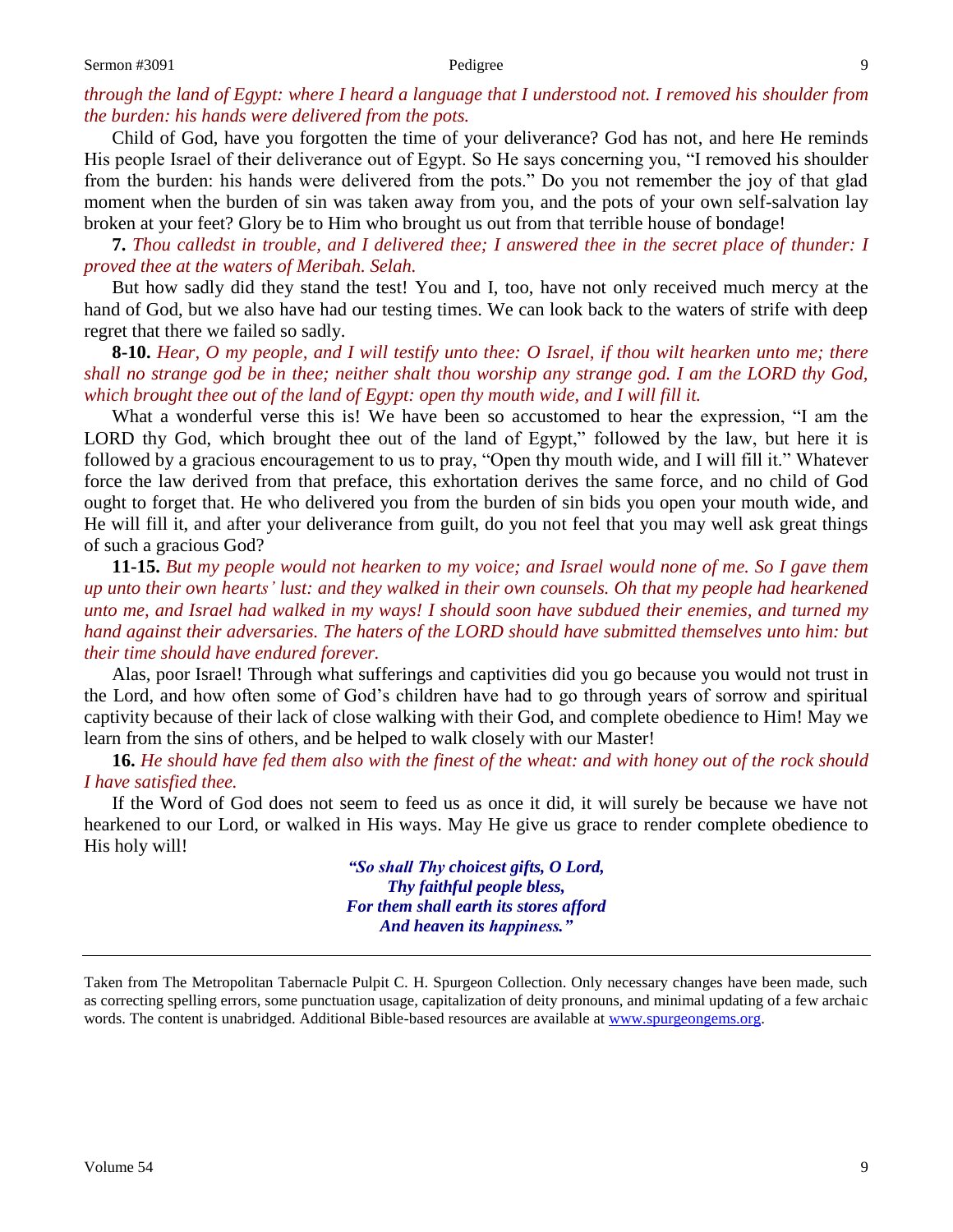*through the land of Egypt: where I heard a language that I understood not. I removed his shoulder from the burden: his hands were delivered from the pots.*

Child of God, have you forgotten the time of your deliverance? God has not, and here He reminds His people Israel of their deliverance out of Egypt. So He says concerning you, "I removed his shoulder from the burden: his hands were delivered from the pots." Do you not remember the joy of that glad moment when the burden of sin was taken away from you, and the pots of your own self-salvation lay broken at your feet? Glory be to Him who brought us out from that terrible house of bondage!

**7.** *Thou calledst in trouble, and I delivered thee; I answered thee in the secret place of thunder: I proved thee at the waters of Meribah. Selah.*

But how sadly did they stand the test! You and I, too, have not only received much mercy at the hand of God, but we also have had our testing times. We can look back to the waters of strife with deep regret that there we failed so sadly.

**8-10.** *Hear, O my people, and I will testify unto thee: O Israel, if thou wilt hearken unto me; there shall no strange god be in thee; neither shalt thou worship any strange god. I am the LORD thy God, which brought thee out of the land of Egypt: open thy mouth wide, and I will fill it.*

What a wonderful verse this is! We have been so accustomed to hear the expression, "I am the LORD thy God, which brought thee out of the land of Egypt," followed by the law, but here it is followed by a gracious encouragement to us to pray, "Open thy mouth wide, and I will fill it." Whatever force the law derived from that preface, this exhortation derives the same force, and no child of God ought to forget that. He who delivered you from the burden of sin bids you open your mouth wide, and He will fill it, and after your deliverance from guilt, do you not feel that you may well ask great things of such a gracious God?

**11-15.** *But my people would not hearken to my voice; and Israel would none of me. So I gave them up unto their own hearts' lust: and they walked in their own counsels. Oh that my people had hearkened unto me, and Israel had walked in my ways! I should soon have subdued their enemies, and turned my hand against their adversaries. The haters of the LORD should have submitted themselves unto him: but their time should have endured forever.*

Alas, poor Israel! Through what sufferings and captivities did you go because you would not trust in the Lord, and how often some of God's children have had to go through years of sorrow and spiritual captivity because of their lack of close walking with their God, and complete obedience to Him! May we learn from the sins of others, and be helped to walk closely with our Master!

**16.** *He should have fed them also with the finest of the wheat: and with honey out of the rock should I have satisfied thee.*

If the Word of God does not seem to feed us as once it did, it will surely be because we have not hearkened to our Lord, or walked in His ways. May He give us grace to render complete obedience to His holy will!

> ***"So shall Thy choicest gifts, O Lord,***
> ***Thy faithful people bless,***
> ***For them shall earth its stores afford***
> ***And heaven its happiness."***

---

Taken from The Metropolitan Tabernacle Pulpit C. H. Spurgeon Collection. Only necessary changes have been made, such as correcting spelling errors, some punctuation usage, capitalization of deity pronouns, and minimal updating of a few archaic words. The content is unabridged. Additional Bible-based resources are available at www.spurgeongems.org.